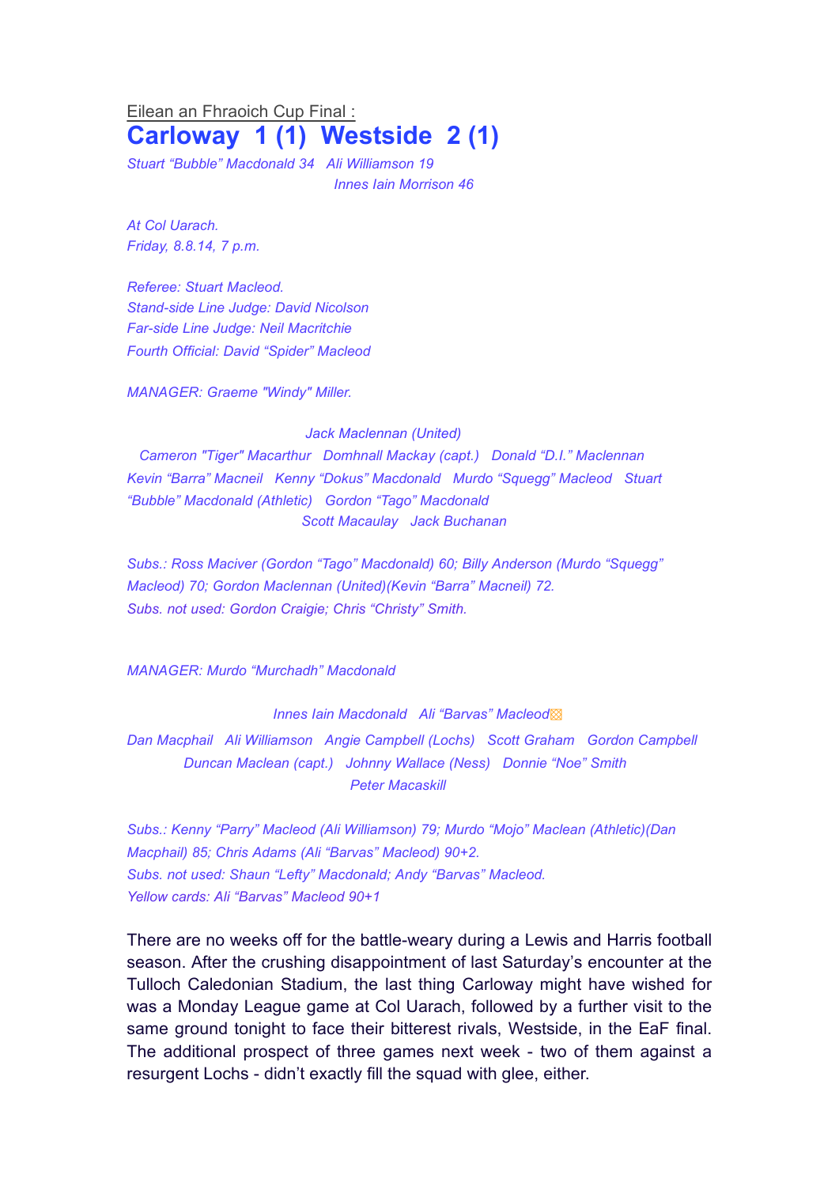Eilean an Fhraoich Cup Final :

# Carloway 1 (1) Westside 2 (1)

*Stuart "Bubble" Macdonald 34 Ali Williamson 19*
*Innes Iain Morrison 46*

*At Col Uarach.*
*Friday, 8.8.14, 7 p.m.*

*Referee: Stuart Macleod.*
*Stand-side Line Judge: David Nicolson*
*Far-side Line Judge: Neil Macritchie*
*Fourth Official: David "Spider" Macleod*

*MANAGER: Graeme "Windy" Miller.*

*Jack Maclennan (United)*
*Cameron "Tiger" Macarthur Domhnall Mackay (capt.) Donald "D.I." Maclennan*
*Kevin "Barra" Macneil Kenny "Dokus" Macdonald Murdo "Squegg" Macleod Stuart "Bubble" Macdonald (Athletic) Gordon "Tago" Macdonald*
*Scott Macaulay Jack Buchanan*

*Subs.: Ross Maciver (Gordon "Tago" Macdonald) 60; Billy Anderson (Murdo "Squegg" Macleod) 70; Gordon Maclennan (United)(Kevin "Barra" Macneil) 72.*
*Subs. not used: Gordon Craigie; Chris "Christy" Smith.*

*MANAGER: Murdo "Murchadh" Macdonald*

*Innes Iain Macdonald Ali "Barvas" Macleod*
*Dan Macphail Ali Williamson Angie Campbell (Lochs) Scott Graham Gordon Campbell*
*Duncan Maclean (capt.) Johnny Wallace (Ness) Donnie "Noe" Smith*
*Peter Macaskill*

*Subs.: Kenny "Parry" Macleod (Ali Williamson) 79; Murdo "Mojo" Maclean (Athletic)(Dan Macphail) 85; Chris Adams (Ali "Barvas" Macleod) 90+2.*
*Subs. not used: Shaun "Lefty" Macdonald; Andy "Barvas" Macleod.*
*Yellow cards: Ali "Barvas" Macleod 90+1*

There are no weeks off for the battle-weary during a Lewis and Harris football season. After the crushing disappointment of last Saturday's encounter at the Tulloch Caledonian Stadium, the last thing Carloway might have wished for was a Monday League game at Col Uarach, followed by a further visit to the same ground tonight to face their bitterest rivals, Westside, in the EaF final. The additional prospect of three games next week - two of them against a resurgent Lochs - didn't exactly fill the squad with glee, either.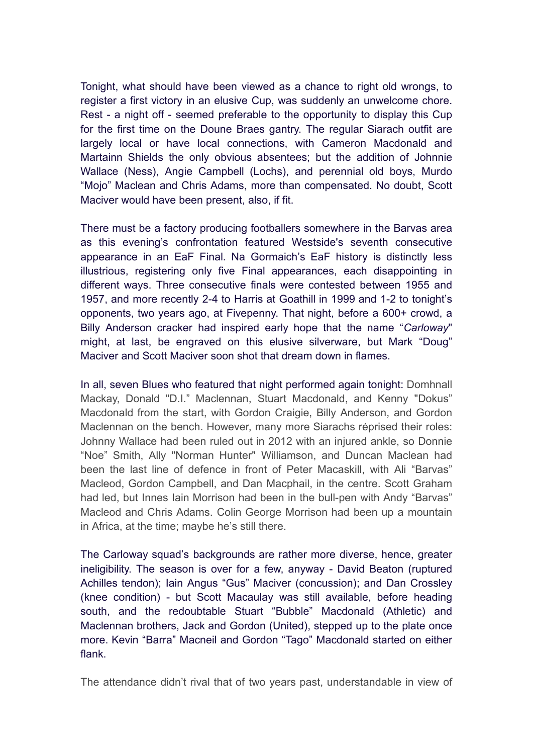Tonight, what should have been viewed as a chance to right old wrongs, to register a first victory in an elusive Cup, was suddenly an unwelcome chore. Rest - a night off - seemed preferable to the opportunity to display this Cup for the first time on the Doune Braes gantry. The regular Siarach outfit are largely local or have local connections, with Cameron Macdonald and Martainn Shields the only obvious absentees; but the addition of Johnnie Wallace (Ness), Angie Campbell (Lochs), and perennial old boys, Murdo “Mojo” Maclean and Chris Adams, more than compensated. No doubt, Scott Maciver would have been present, also, if fit.

There must be a factory producing footballers somewhere in the Barvas area as this evening’s confrontation featured Westside's seventh consecutive appearance in an EaF Final. Na Gormaich’s EaF history is distinctly less illustrious, registering only five Final appearances, each disappointing in different ways. Three consecutive finals were contested between 1955 and 1957, and more recently 2-4 to Harris at Goathill in 1999 and 1-2 to tonight’s opponents, two years ago, at Fivepenny. That night, before a 600+ crowd, a Billy Anderson cracker had inspired early hope that the name “*Carloway*" might, at last, be engraved on this elusive silverware, but Mark “Doug” Maciver and Scott Maciver soon shot that dream down in flames.

In all, seven Blues who featured that night performed again tonight: Domhnall Mackay, Donald "D.I." Maclennan, Stuart Macdonald, and Kenny "Dokus” Macdonald from the start, with Gordon Craigie, Billy Anderson, and Gordon Maclennan on the bench. However, many more Siarachs rèprised their roles: Johnny Wallace had been ruled out in 2012 with an injured ankle, so Donnie “Noe” Smith, Ally "Norman Hunter" Williamson, and Duncan Maclean had been the last line of defence in front of Peter Macaskill, with Ali “Barvas” Macleod, Gordon Campbell, and Dan Macphail, in the centre. Scott Graham had led, but Innes Iain Morrison had been in the bull-pen with Andy “Barvas” Macleod and Chris Adams. Colin George Morrison had been up a mountain in Africa, at the time; maybe he’s still there.

The Carloway squad’s backgrounds are rather more diverse, hence, greater ineligibility. The season is over for a few, anyway - David Beaton (ruptured Achilles tendon); Iain Angus “Gus” Maciver (concussion); and Dan Crossley (knee condition) - but Scott Macaulay was still available, before heading south, and the redoubtable Stuart “Bubble” Macdonald (Athletic) and Maclennan brothers, Jack and Gordon (United), stepped up to the plate once more. Kevin “Barra” Macneil and Gordon “Tago” Macdonald started on either flank.

The attendance didn’t rival that of two years past, understandable in view of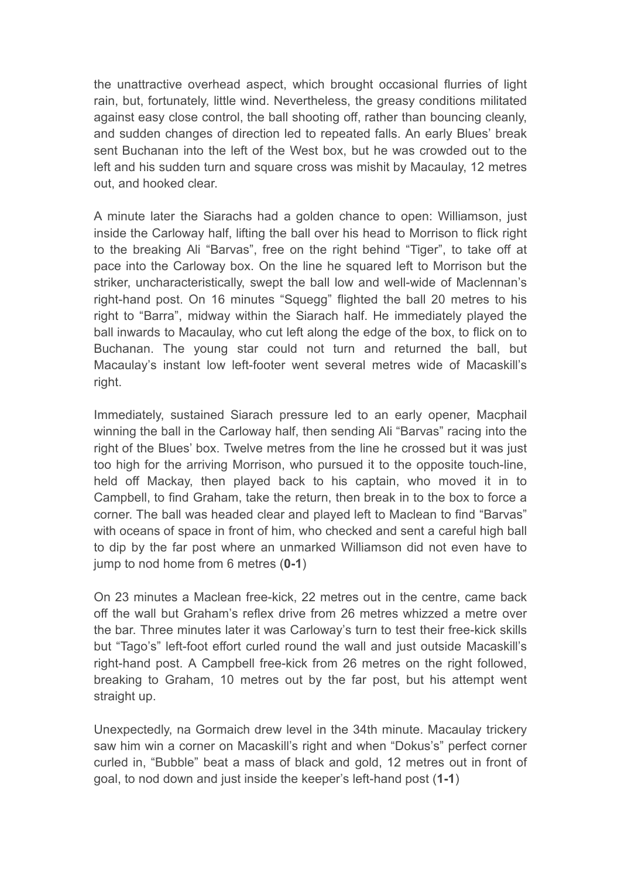the unattractive overhead aspect, which brought occasional flurries of light rain, but, fortunately, little wind. Nevertheless, the greasy conditions militated against easy close control, the ball shooting off, rather than bouncing cleanly, and sudden changes of direction led to repeated falls. An early Blues' break sent Buchanan into the left of the West box, but he was crowded out to the left and his sudden turn and square cross was mishit by Macaulay, 12 metres out, and hooked clear.

A minute later the Siarachs had a golden chance to open: Williamson, just inside the Carloway half, lifting the ball over his head to Morrison to flick right to the breaking Ali "Barvas", free on the right behind "Tiger", to take off at pace into the Carloway box. On the line he squared left to Morrison but the striker, uncharacteristically, swept the ball low and well-wide of Maclennan's right-hand post. On 16 minutes "Squegg" flighted the ball 20 metres to his right to "Barra", midway within the Siarach half. He immediately played the ball inwards to Macaulay, who cut left along the edge of the box, to flick on to Buchanan. The young star could not turn and returned the ball, but Macaulay's instant low left-footer went several metres wide of Macaskill's right.

Immediately, sustained Siarach pressure led to an early opener, Macphail winning the ball in the Carloway half, then sending Ali "Barvas" racing into the right of the Blues' box. Twelve metres from the line he crossed but it was just too high for the arriving Morrison, who pursued it to the opposite touch-line, held off Mackay, then played back to his captain, who moved it in to Campbell, to find Graham, take the return, then break in to the box to force a corner. The ball was headed clear and played left to Maclean to find "Barvas" with oceans of space in front of him, who checked and sent a careful high ball to dip by the far post where an unmarked Williamson did not even have to jump to nod home from 6 metres (**0-1**)

On 23 minutes a Maclean free-kick, 22 metres out in the centre, came back off the wall but Graham's reflex drive from 26 metres whizzed a metre over the bar. Three minutes later it was Carloway's turn to test their free-kick skills but "Tago's" left-foot effort curled round the wall and just outside Macaskill's right-hand post. A Campbell free-kick from 26 metres on the right followed, breaking to Graham, 10 metres out by the far post, but his attempt went straight up.

Unexpectedly, na Gormaich drew level in the 34th minute. Macaulay trickery saw him win a corner on Macaskill's right and when "Dokus's" perfect corner curled in, "Bubble" beat a mass of black and gold, 12 metres out in front of goal, to nod down and just inside the keeper's left-hand post (**1-1**)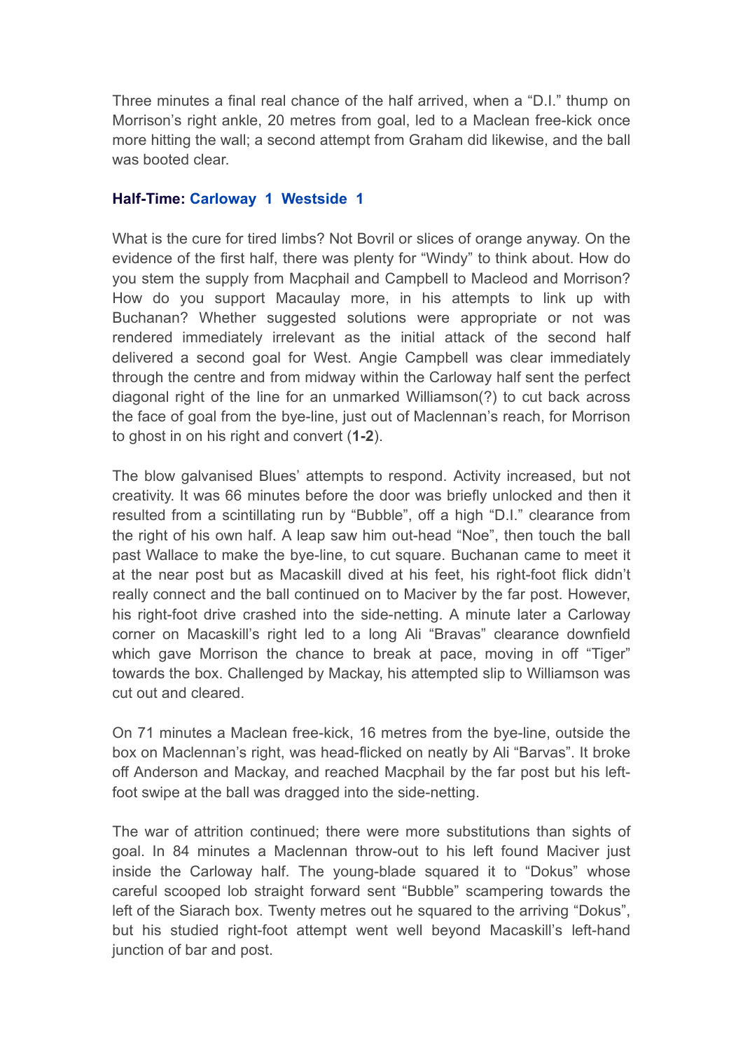Three minutes a final real chance of the half arrived, when a "D.I." thump on Morrison's right ankle, 20 metres from goal, led to a Maclean free-kick once more hitting the wall; a second attempt from Graham did likewise, and the ball was booted clear.

**Half-Time: Carloway 1 Westside 1**

What is the cure for tired limbs? Not Bovril or slices of orange anyway. On the evidence of the first half, there was plenty for "Windy" to think about. How do you stem the supply from Macphail and Campbell to Macleod and Morrison? How do you support Macaulay more, in his attempts to link up with Buchanan? Whether suggested solutions were appropriate or not was rendered immediately irrelevant as the initial attack of the second half delivered a second goal for West. Angie Campbell was clear immediately through the centre and from midway within the Carloway half sent the perfect diagonal right of the line for an unmarked Williamson(?) to cut back across the face of goal from the bye-line, just out of Maclennan's reach, for Morrison to ghost in on his right and convert (**1-2**).

The blow galvanised Blues' attempts to respond. Activity increased, but not creativity. It was 66 minutes before the door was briefly unlocked and then it resulted from a scintillating run by "Bubble", off a high "D.I." clearance from the right of his own half. A leap saw him out-head "Noe", then touch the ball past Wallace to make the bye-line, to cut square. Buchanan came to meet it at the near post but as Macaskill dived at his feet, his right-foot flick didn't really connect and the ball continued on to Maciver by the far post. However, his right-foot drive crashed into the side-netting. A minute later a Carloway corner on Macaskill's right led to a long Ali "Bravas" clearance downfield which gave Morrison the chance to break at pace, moving in off "Tiger" towards the box. Challenged by Mackay, his attempted slip to Williamson was cut out and cleared.

On 71 minutes a Maclean free-kick, 16 metres from the bye-line, outside the box on Maclennan's right, was head-flicked on neatly by Ali "Barvas". It broke off Anderson and Mackay, and reached Macphail by the far post but his left-foot swipe at the ball was dragged into the side-netting.

The war of attrition continued; there were more substitutions than sights of goal. In 84 minutes a Maclennan throw-out to his left found Maciver just inside the Carloway half. The young-blade squared it to "Dokus" whose careful scooped lob straight forward sent "Bubble" scampering towards the left of the Siarach box. Twenty metres out he squared to the arriving "Dokus", but his studied right-foot attempt went well beyond Macaskill's left-hand junction of bar and post.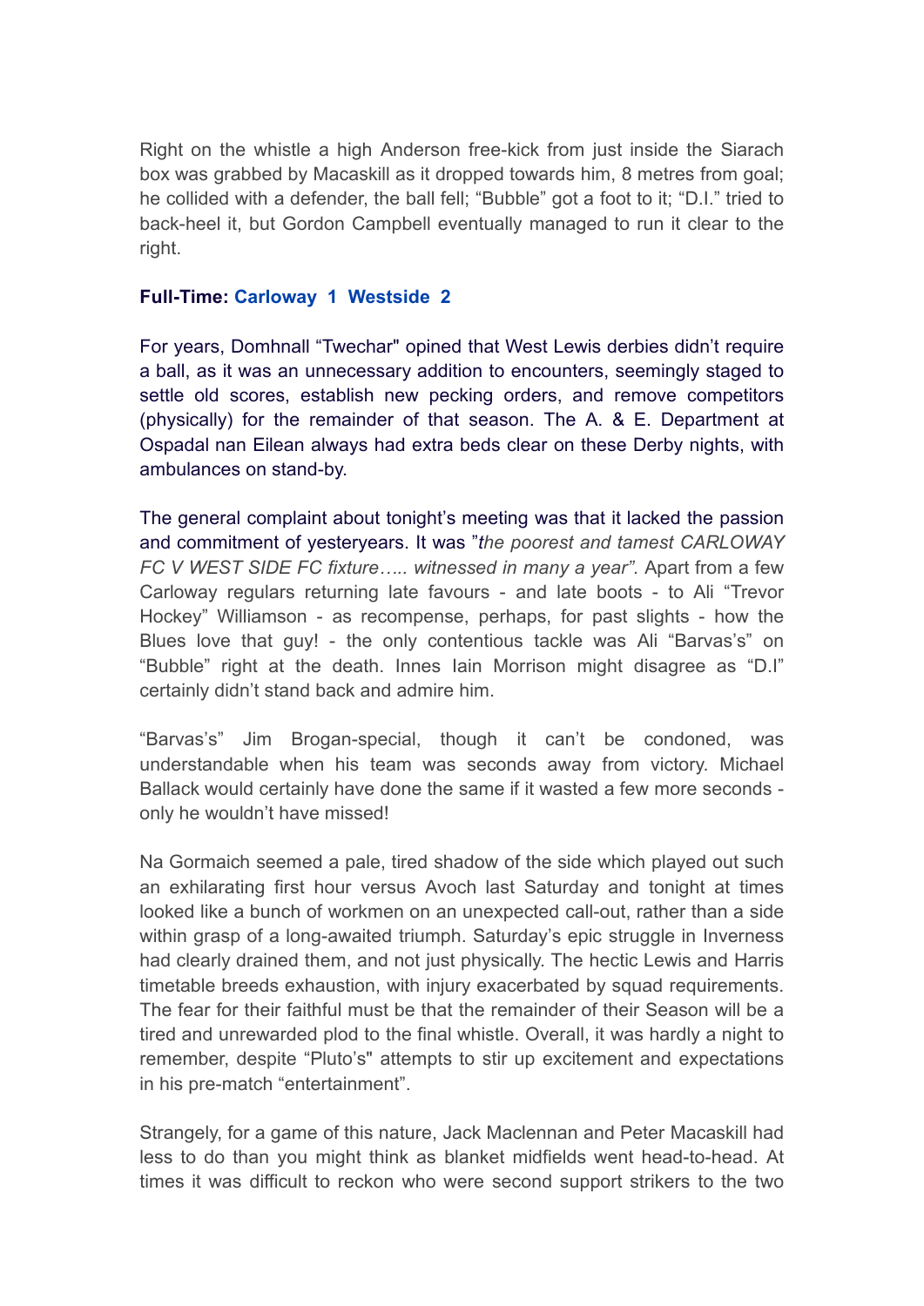Right on the whistle a high Anderson free-kick from just inside the Siarach box was grabbed by Macaskill as it dropped towards him, 8 metres from goal; he collided with a defender, the ball fell; "Bubble" got a foot to it; "D.I." tried to back-heel it, but Gordon Campbell eventually managed to run it clear to the right.

**Full-Time: Carloway 1 Westside 2**

For years, Domhnall "Twechar" opined that West Lewis derbies didn't require a ball, as it was an unnecessary addition to encounters, seemingly staged to settle old scores, establish new pecking orders, and remove competitors (physically) for the remainder of that season. The A. & E. Department at Ospadal nan Eilean always had extra beds clear on these Derby nights, with ambulances on stand-by.

The general complaint about tonight's meeting was that it lacked the passion and commitment of yesteryears. It was "*the poorest and tamest CARLOWAY FC V WEST SIDE FC fixture….. witnessed in many a year".* Apart from a few Carloway regulars returning late favours - and late boots - to Ali "Trevor Hockey" Williamson - as recompense, perhaps, for past slights - how the Blues love that guy! - the only contentious tackle was Ali "Barvas's" on "Bubble" right at the death. Innes Iain Morrison might disagree as "D.I" certainly didn't stand back and admire him.

"Barvas's" Jim Brogan-special, though it can't be condoned, was understandable when his team was seconds away from victory. Michael Ballack would certainly have done the same if it wasted a few more seconds - only he wouldn't have missed!

Na Gormaich seemed a pale, tired shadow of the side which played out such an exhilarating first hour versus Avoch last Saturday and tonight at times looked like a bunch of workmen on an unexpected call-out, rather than a side within grasp of a long-awaited triumph. Saturday's epic struggle in Inverness had clearly drained them, and not just physically. The hectic Lewis and Harris timetable breeds exhaustion, with injury exacerbated by squad requirements. The fear for their faithful must be that the remainder of their Season will be a tired and unrewarded plod to the final whistle. Overall, it was hardly a night to remember, despite "Pluto's" attempts to stir up excitement and expectations in his pre-match "entertainment".

Strangely, for a game of this nature, Jack Maclennan and Peter Macaskill had less to do than you might think as blanket midfields went head-to-head. At times it was difficult to reckon who were second support strikers to the two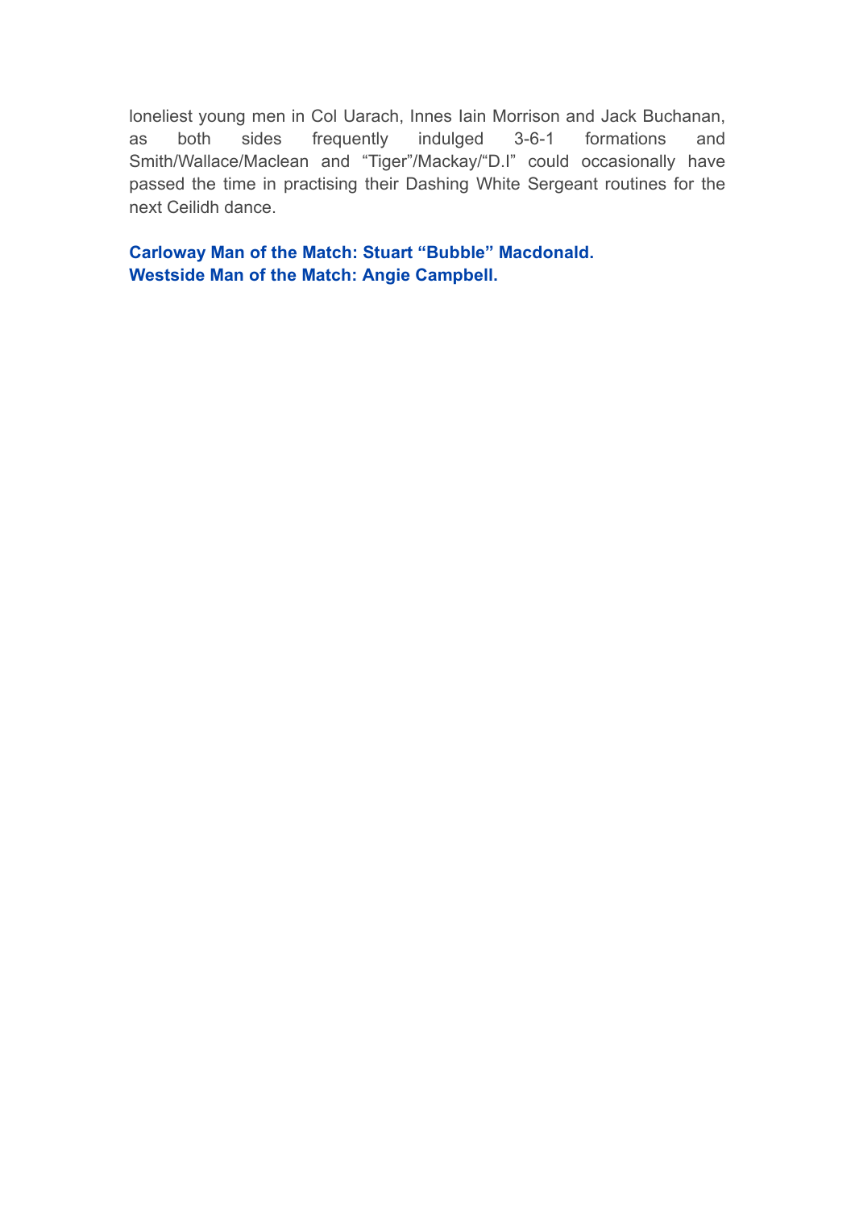loneliest young men in Col Uarach, Innes Iain Morrison and Jack Buchanan, as both sides frequently indulged 3-6-1 formations and Smith/Wallace/Maclean and "Tiger"/Mackay/"D.I" could occasionally have passed the time in practising their Dashing White Sergeant routines for the next Ceilidh dance.

**Carloway Man of the Match: Stuart "Bubble" Macdonald.**
**Westside Man of the Match: Angie Campbell.**